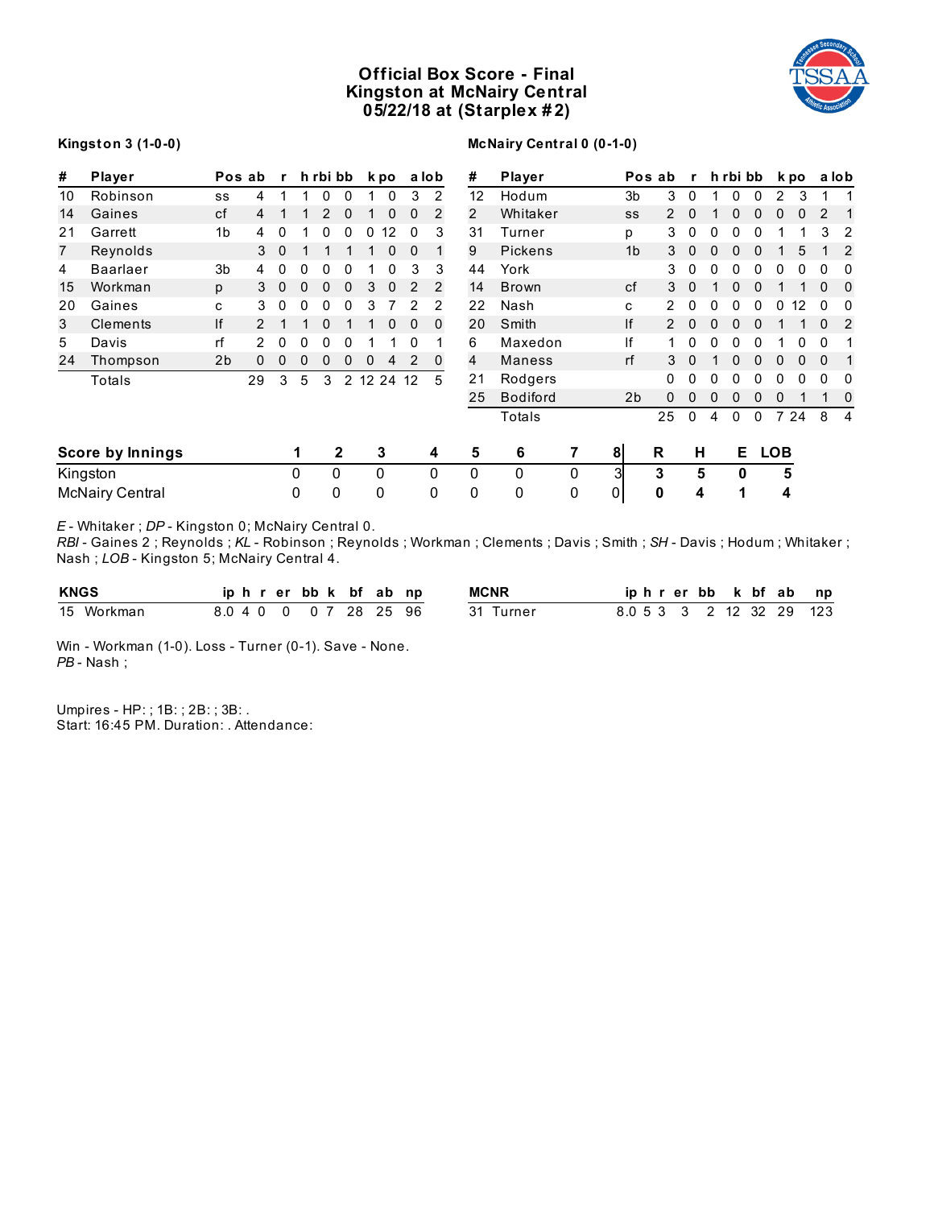# Official Box Score - Final
## Kingston at McNairy Central
## 05/22/18 at (Starplex #2)

**Kingston 3 (1-0-0)**

| # | Player | Pos | ab | r | h | rbi | bb | k | po | a | lob |
|---|---|---|---|---|---|---|---|---|---|---|---|
| 10 | Robinson | ss | 4 | 1 | 1 | 0 | 0 | 1 | 0 | 3 | 2 |
| 14 | Gaines | cf | 4 | 1 | 1 | 2 | 0 | 1 | 0 | 0 | 2 |
| 21 | Garrett | 1b | 4 | 0 | 1 | 0 | 0 | 0 | 12 | 0 | 3 |
| 7 | Reynolds | | 3 | 0 | 1 | 1 | 1 | 1 | 0 | 0 | 1 |
| 4 | Baarlaer | 3b | 4 | 0 | 0 | 0 | 0 | 1 | 0 | 3 | 3 |
| 15 | Workman | p | 3 | 0 | 0 | 0 | 0 | 3 | 0 | 2 | 2 |
| 20 | Gaines | c | 3 | 0 | 0 | 0 | 0 | 3 | 7 | 2 | 2 |
| 3 | Clements | lf | 2 | 1 | 1 | 0 | 1 | 1 | 0 | 0 | 0 |
| 5 | Davis | rf | 2 | 0 | 0 | 0 | 0 | 1 | 1 | 0 | 1 |
| 24 | Thompson | 2b | 0 | 0 | 0 | 0 | 0 | 0 | 4 | 2 | 0 |
| | Totals | | 29 | 3 | 5 | 3 | 2 | 12 | 24 | 12 | 5 |

**McNairy Central 0 (0-1-0)**

| # | Player | Pos | ab | r | h | rbi | bb | k | po | a | lob |
|---|---|---|---|---|---|---|---|---|---|---|---|
| 12 | Hodum | 3b | 3 | 0 | 1 | 0 | 0 | 2 | 3 | 1 | 1 |
| 2 | Whitaker | ss | 2 | 0 | 1 | 0 | 0 | 0 | 0 | 2 | 1 |
| 31 | Turner | p | 3 | 0 | 0 | 0 | 0 | 1 | 1 | 3 | 2 |
| 9 | Pickens | 1b | 3 | 0 | 0 | 0 | 0 | 1 | 5 | 1 | 2 |
| 44 | York | | 3 | 0 | 0 | 0 | 0 | 0 | 0 | 0 | 0 |
| 14 | Brown | cf | 3 | 0 | 1 | 0 | 0 | 1 | 1 | 0 | 0 |
| 22 | Nash | c | 2 | 0 | 0 | 0 | 0 | 0 | 12 | 0 | 0 |
| 20 | Smith | lf | 2 | 0 | 0 | 0 | 0 | 1 | 1 | 0 | 2 |
| 6 | Maxedon | lf | 1 | 0 | 0 | 0 | 0 | 1 | 0 | 0 | 1 |
| 4 | Maness | rf | 3 | 0 | 1 | 0 | 0 | 0 | 0 | 0 | 1 |
| 21 | Rodgers | | 0 | 0 | 0 | 0 | 0 | 0 | 0 | 0 | 0 |
| 25 | Bodiford | 2b | 0 | 0 | 0 | 0 | 0 | 0 | 1 | 1 | 0 |
| | Totals | | 25 | 0 | 4 | 0 | 0 | 7 | 24 | 8 | 4 |

| Score by Innings | 1 | 2 | 3 | 4 | 5 | 6 | 7 | 8 | R | H | E | LOB |
|---|---|---|---|---|---|---|---|---|---|---|---|---|
| Kingston | 0 | 0 | 0 | 0 | 0 | 0 | 0 | 3 | **3** | **5** | **0** | **5** |
| McNairy Central | 0 | 0 | 0 | 0 | 0 | 0 | 0 | 0 | **0** | **4** | **1** | **4** |

*E* - Whitaker ; *DP* - Kingston 0; McNairy Central 0.
*RBI* - Gaines 2 ; Reynolds ; *KL* - Robinson ; Reynolds ; Workman ; Clements ; Davis ; Smith ; *SH* - Davis ; Hodum ; Whitaker ; Nash ; *LOB* - Kingston 5; McNairy Central 4.

| KNGS | ip | h | r | er | bb | k | bf | ab | np |
|---|---|---|---|---|---|---|---|---|---|
| 15 Workman | 8.0 | 4 | 0 | 0 | 0 | 7 | 28 | 25 | 96 |

| MCNR | ip | h | r | er | bb | k | bf | ab | np |
|---|---|---|---|---|---|---|---|---|---|
| 31 Turner | 8.0 | 5 | 3 | 3 | 2 | 12 | 32 | 29 | 123 |

Win - Workman (1-0). Loss - Turner (0-1). Save - None.
*PB* - Nash ;

Umpires - HP: ; 1B: ; 2B: ; 3B: .
Start: 16:45 PM. Duration: . Attendance: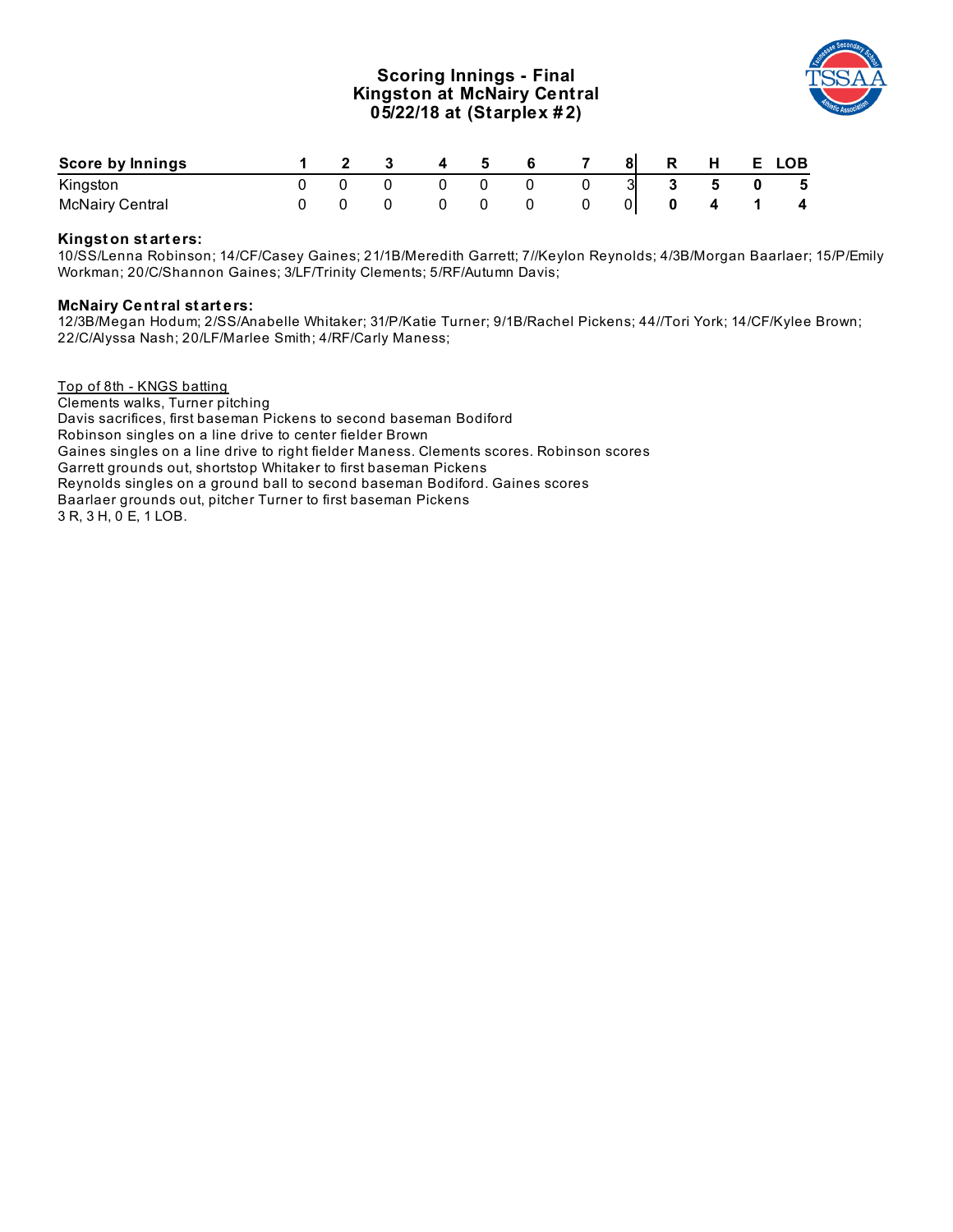## Scoring Innings - Final
## Kingston at McNairy Central
## 05/22/18 at (Starplex #2)

| Score by Innings | 1 | 2 | 3 | 4 | 5 | 6 | 7 | 8 | R | H | E | LOB |
|---|---|---|---|---|---|---|---|---|---|---|---|---|
| Kingston | 0 | 0 | 0 | 0 | 0 | 0 | 0 | 3 | **3** | **5** | **0** | **5** |
| McNairy Central | 0 | 0 | 0 | 0 | 0 | 0 | 0 | 0 | **0** | **4** | **1** | **4** |

**Kingston starters:**
10/SS/Lenna Robinson; 14/CF/Casey Gaines; 21/1B/Meredith Garrett; 7//Keylon Reynolds; 4/3B/Morgan Baarlaer; 15/P/Emily Workman; 20/C/Shannon Gaines; 3/LF/Trinity Clements; 5/RF/Autumn Davis;

**McNairy Central starters:**
12/3B/Megan Hodum; 2/SS/Anabelle Whitaker; 31/P/Katie Turner; 9/1B/Rachel Pickens; 44//Tori York; 14/CF/Kylee Brown; 22/C/Alyssa Nash; 20/LF/Marlee Smith; 4/RF/Carly Maness;

Top of 8th - KNGS batting
Clements walks, Turner pitching
Davis sacrifices, first baseman Pickens to second baseman Bodiford
Robinson singles on a line drive to center fielder Brown
Gaines singles on a line drive to right fielder Maness. Clements scores. Robinson scores
Garrett grounds out, shortstop Whitaker to first baseman Pickens
Reynolds singles on a ground ball to second baseman Bodiford. Gaines scores
Baarlaer grounds out, pitcher Turner to first baseman Pickens
3 R, 3 H, 0 E, 1 LOB.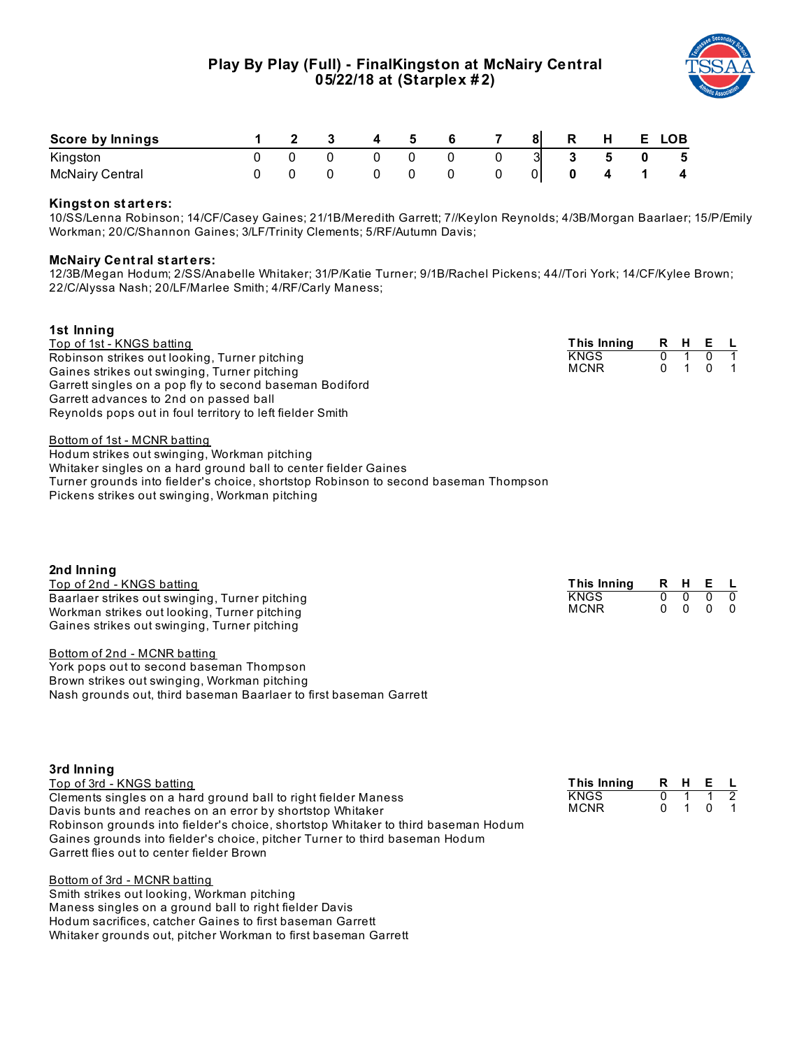# Play By Play (Full) - FinalKingston at McNairy Central
## 05/22/18 at (Starplex #2)

| Score by Innings | 1 | 2 | 3 | 4 | 5 | 6 | 7 | 8 | R | H | E | LOB |
|---|---|---|---|---|---|---|---|---|---|---|---|---|
| Kingston | 0 | 0 | 0 | 0 | 0 | 0 | 0 | 3 | 3 | 5 | 0 | 5 |
| McNairy Central | 0 | 0 | 0 | 0 | 0 | 0 | 0 | 0 | 0 | 4 | 1 | 4 |

**Kingston starters:**
10/SS/Lenna Robinson; 14/CF/Casey Gaines; 21/1B/Meredith Garrett; 7//Keylon Reynolds; 4/3B/Morgan Baarlaer; 15/P/Emily Workman; 20/C/Shannon Gaines; 3/LF/Trinity Clements; 5/RF/Autumn Davis;

**McNairy Central starters:**
12/3B/Megan Hodum; 2/SS/Anabelle Whitaker; 31/P/Katie Turner; 9/1B/Rachel Pickens; 44//Tori York; 14/CF/Kylee Brown; 22/C/Alyssa Nash; 20/LF/Marlee Smith; 4/RF/Carly Maness;

### 1st Inning

Top of 1st - KNGS batting
Robinson strikes out looking, Turner pitching
Gaines strikes out swinging, Turner pitching
Garrett singles on a pop fly to second baseman Bodiford
Garrett advances to 2nd on passed ball
Reynolds pops out in foul territory to left fielder Smith

Bottom of 1st - MCNR batting
Hodum strikes out swinging, Workman pitching
Whitaker singles on a hard ground ball to center fielder Gaines
Turner grounds into fielder's choice, shortstop Robinson to second baseman Thompson
Pickens strikes out swinging, Workman pitching

| This Inning | R | H | E | L |
|---|---|---|---|---|
| KNGS | 0 | 1 | 0 | 1 |
| MCNR | 0 | 1 | 0 | 1 |

### 2nd Inning

Top of 2nd - KNGS batting
Baarlaer strikes out swinging, Turner pitching
Workman strikes out looking, Turner pitching
Gaines strikes out swinging, Turner pitching

Bottom of 2nd - MCNR batting
York pops out to second baseman Thompson
Brown strikes out swinging, Workman pitching
Nash grounds out, third baseman Baarlaer to first baseman Garrett

| This Inning | R | H | E | L |
|---|---|---|---|---|
| KNGS | 0 | 0 | 0 | 0 |
| MCNR | 0 | 0 | 0 | 0 |

### 3rd Inning

Top of 3rd - KNGS batting
Clements singles on a hard ground ball to right fielder Maness
Davis bunts and reaches on an error by shortstop Whitaker
Robinson grounds into fielder's choice, shortstop Whitaker to third baseman Hodum
Gaines grounds into fielder's choice, pitcher Turner to third baseman Hodum
Garrett flies out to center fielder Brown

Bottom of 3rd - MCNR batting
Smith strikes out looking, Workman pitching
Maness singles on a ground ball to right fielder Davis
Hodum sacrifices, catcher Gaines to first baseman Garrett
Whitaker grounds out, pitcher Workman to first baseman Garrett

| This Inning | R | H | E | L |
|---|---|---|---|---|
| KNGS | 0 | 1 | 1 | 2 |
| MCNR | 0 | 1 | 0 | 1 |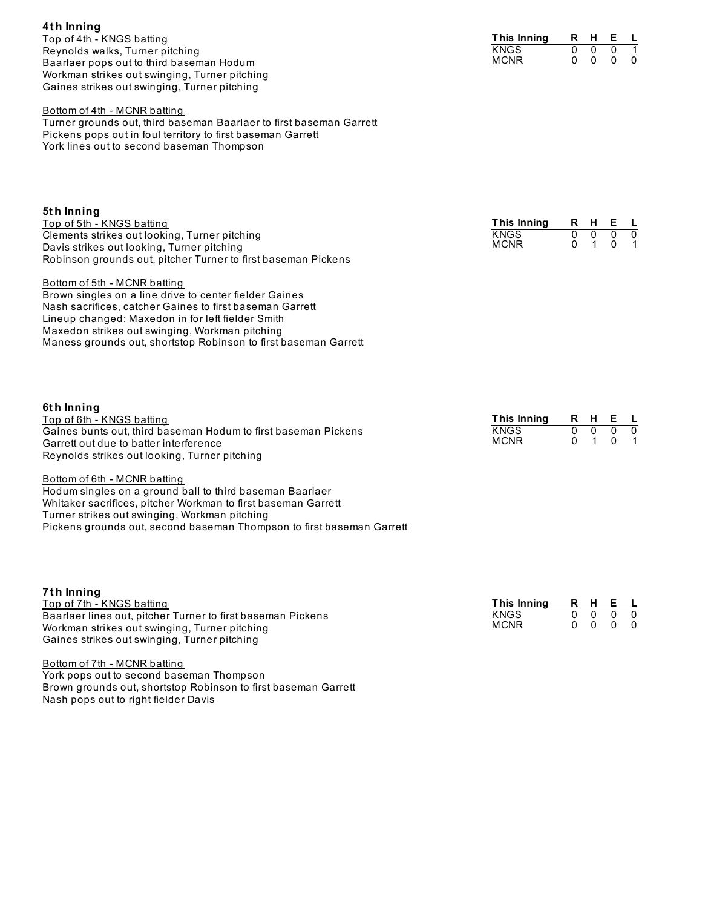### 4th Inning

Top of 4th - KNGS batting

Reynolds walks, Turner pitching
Baarlaer pops out to third baseman Hodum
Workman strikes out swinging, Turner pitching
Gaines strikes out swinging, Turner pitching

| This Inning | R | H | E | L |
|---|---|---|---|---|
| KNGS | 0 | 0 | 0 | 1 |
| MCNR | 0 | 0 | 0 | 0 |

Bottom of 4th - MCNR batting

Turner grounds out, third baseman Baarlaer to first baseman Garrett
Pickens pops out in foul territory to first baseman Garrett
York lines out to second baseman Thompson

### 5th Inning

Top of 5th - KNGS batting

Clements strikes out looking, Turner pitching
Davis strikes out looking, Turner pitching
Robinson grounds out, pitcher Turner to first baseman Pickens

| This Inning | R | H | E | L |
|---|---|---|---|---|
| KNGS | 0 | 0 | 0 | 0 |
| MCNR | 0 | 1 | 0 | 1 |

Bottom of 5th - MCNR batting

Brown singles on a line drive to center fielder Gaines
Nash sacrifices, catcher Gaines to first baseman Garrett
Lineup changed: Maxedon in for left fielder Smith
Maxedon strikes out swinging, Workman pitching
Maness grounds out, shortstop Robinson to first baseman Garrett

### 6th Inning

Top of 6th - KNGS batting

Gaines bunts out, third baseman Hodum to first baseman Pickens
Garrett out due to batter interference
Reynolds strikes out looking, Turner pitching

| This Inning | R | H | E | L |
|---|---|---|---|---|
| KNGS | 0 | 0 | 0 | 0 |
| MCNR | 0 | 1 | 0 | 1 |

Bottom of 6th - MCNR batting

Hodum singles on a ground ball to third baseman Baarlaer
Whitaker sacrifices, pitcher Workman to first baseman Garrett
Turner strikes out swinging, Workman pitching
Pickens grounds out, second baseman Thompson to first baseman Garrett

### 7th Inning

Top of 7th - KNGS batting

Baarlaer lines out, pitcher Turner to first baseman Pickens
Workman strikes out swinging, Turner pitching
Gaines strikes out swinging, Turner pitching

| This Inning | R | H | E | L |
|---|---|---|---|---|
| KNGS | 0 | 0 | 0 | 0 |
| MCNR | 0 | 0 | 0 | 0 |

Bottom of 7th - MCNR batting

York pops out to second baseman Thompson
Brown grounds out, shortstop Robinson to first baseman Garrett
Nash pops out to right fielder Davis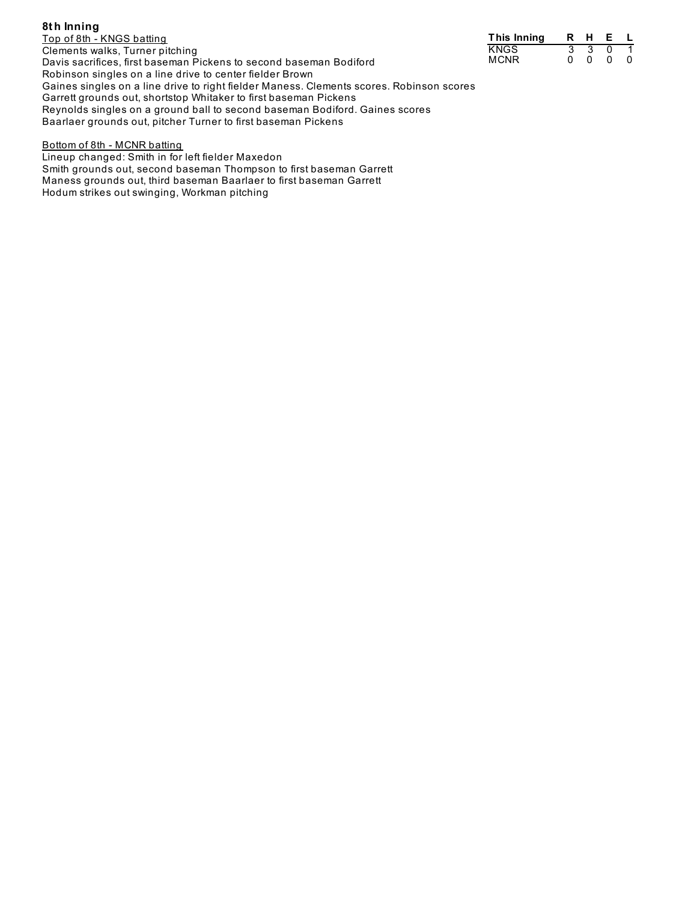## 8th Inning

Top of 8th - KNGS batting

Clements walks, Turner pitching
Davis sacrifices, first baseman Pickens to second baseman Bodiford
Robinson singles on a line drive to center fielder Brown
Gaines singles on a line drive to right fielder Maness. Clements scores. Robinson scores
Garrett grounds out, shortstop Whitaker to first baseman Pickens
Reynolds singles on a ground ball to second baseman Bodiford. Gaines scores
Baarlaer grounds out, pitcher Turner to first baseman Pickens

| This Inning | R | H | E | L |
|---|---|---|---|---|
| KNGS | 3 | 3 | 0 | 1 |
| MCNR | 0 | 0 | 0 | 0 |

Bottom of 8th - MCNR batting

Lineup changed: Smith in for left fielder Maxedon
Smith grounds out, second baseman Thompson to first baseman Garrett
Maness grounds out, third baseman Baarlaer to first baseman Garrett
Hodum strikes out swinging, Workman pitching